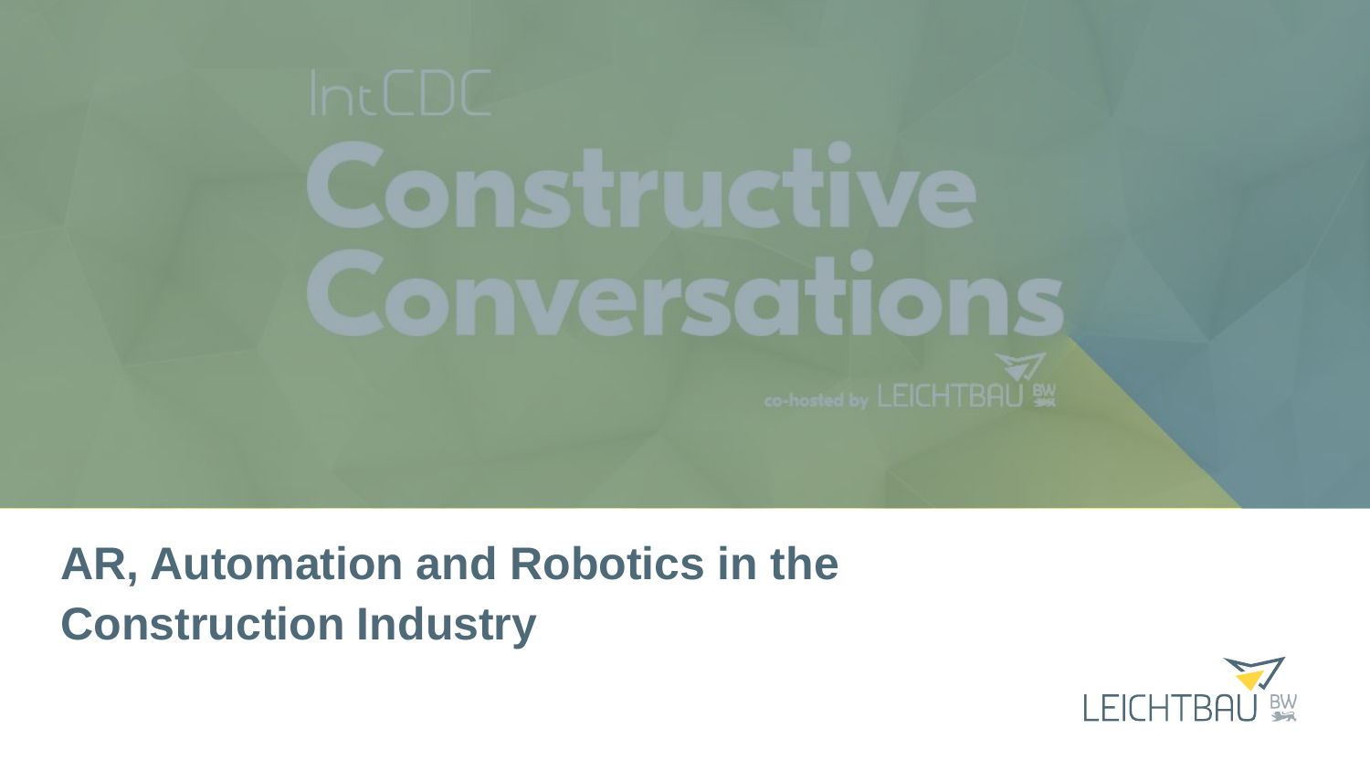IntCDC

# Constructive Conversations

co-hosted by LEICHTBAU BW

## AR, Automation and Robotics in the Construction Industry

LEICHTBAU BW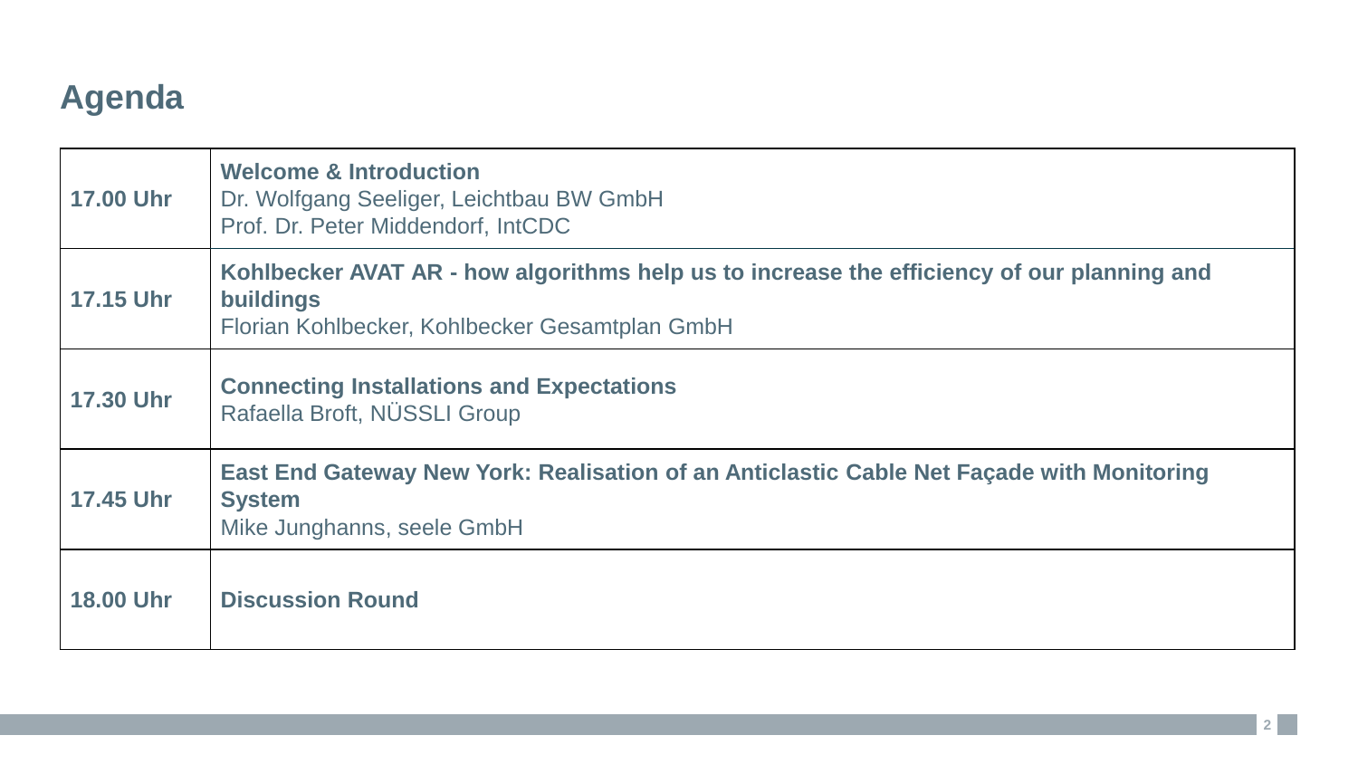# Agenda

| | |
|---|---|
| **17.00 Uhr** | **Welcome & Introduction**<br>Dr. Wolfgang Seeliger, Leichtbau BW GmbH<br>Prof. Dr. Peter Middendorf, IntCDC |
| **17.15 Uhr** | **Kohlbecker AVAT AR - how algorithms help us to increase the efficiency of our planning and buildings**<br>Florian Kohlbecker, Kohlbecker Gesamtplan GmbH |
| **17.30 Uhr** | **Connecting Installations and Expectations**<br>Rafaella Broft, NÜSSLI Group |
| **17.45 Uhr** | **East End Gateway New York: Realisation of an Anticlastic Cable Net Façade with Monitoring System**<br>Mike Junghanns, seele GmbH |
| **18.00 Uhr** | **Discussion Round** |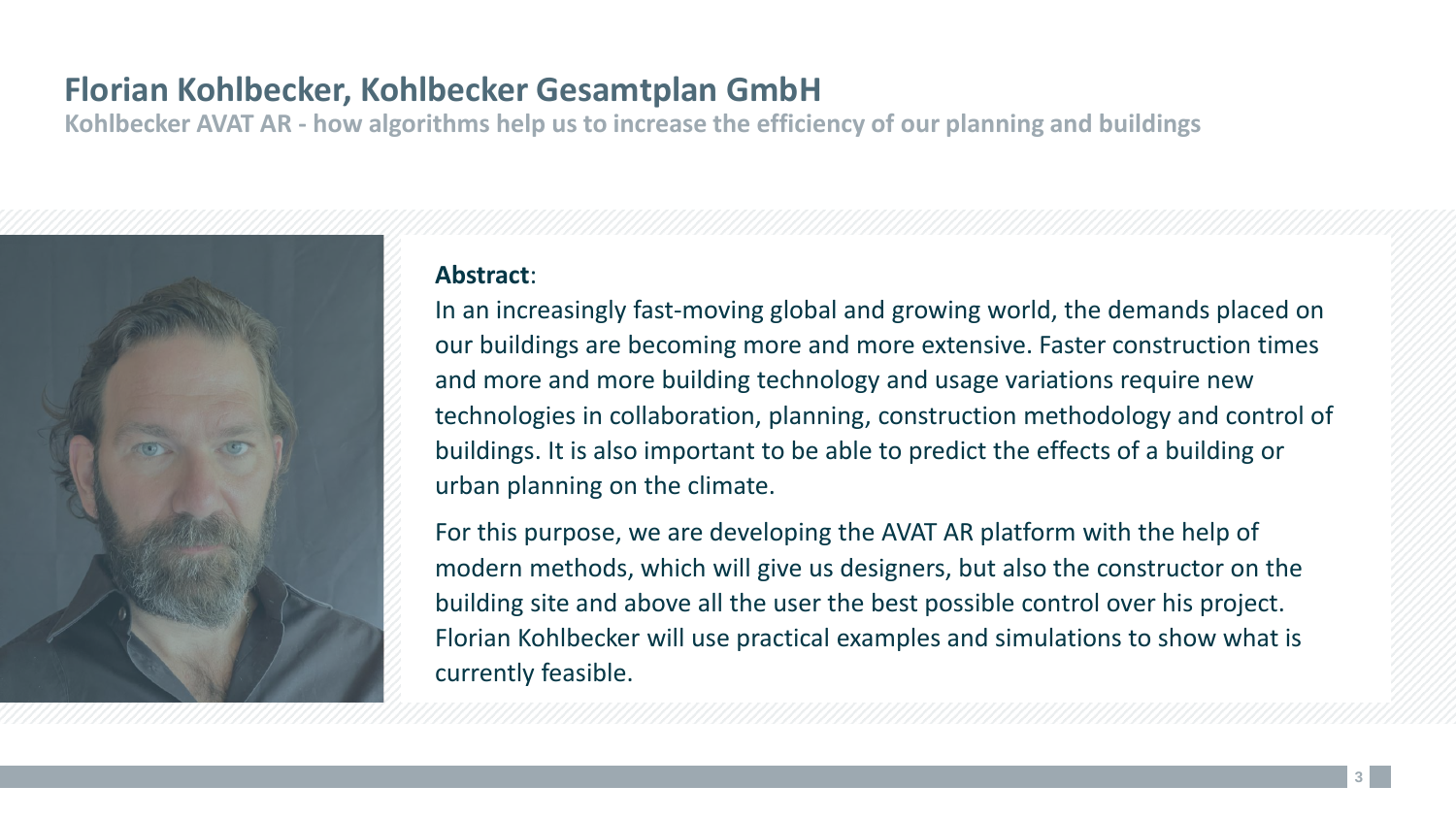# Florian Kohlbecker, Kohlbecker Gesamtplan GmbH

**Kohlbecker AVAT AR - how algorithms help us to increase the efficiency of our planning and buildings**

**Abstract**:

In an increasingly fast-moving global and growing world, the demands placed on our buildings are becoming more and more extensive. Faster construction times and more and more building technology and usage variations require new technologies in collaboration, planning, construction methodology and control of buildings. It is also important to be able to predict the effects of a building or urban planning on the climate.

For this purpose, we are developing the AVAT AR platform with the help of modern methods, which will give us designers, but also the constructor on the building site and above all the user the best possible control over his project. Florian Kohlbecker will use practical examples and simulations to show what is currently feasible.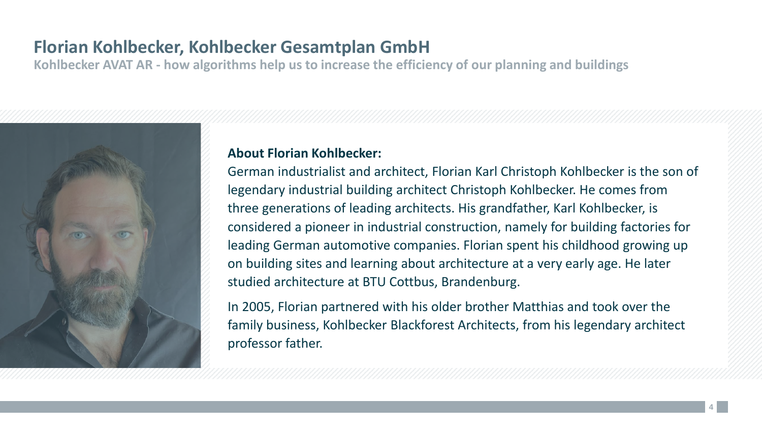# Florian Kohlbecker, Kohlbecker Gesamtplan GmbH

**Kohlbecker AVAT AR - how algorithms help us to increase the efficiency of our planning and buildings**

**About Florian Kohlbecker:**

German industrialist and architect, Florian Karl Christoph Kohlbecker is the son of legendary industrial building architect Christoph Kohlbecker. He comes from three generations of leading architects. His grandfather, Karl Kohlbecker, is considered a pioneer in industrial construction, namely for building factories for leading German automotive companies. Florian spent his childhood growing up on building sites and learning about architecture at a very early age. He later studied architecture at BTU Cottbus, Brandenburg.

In 2005, Florian partnered with his older brother Matthias and took over the family business, Kohlbecker Blackforest Architects, from his legendary architect professor father.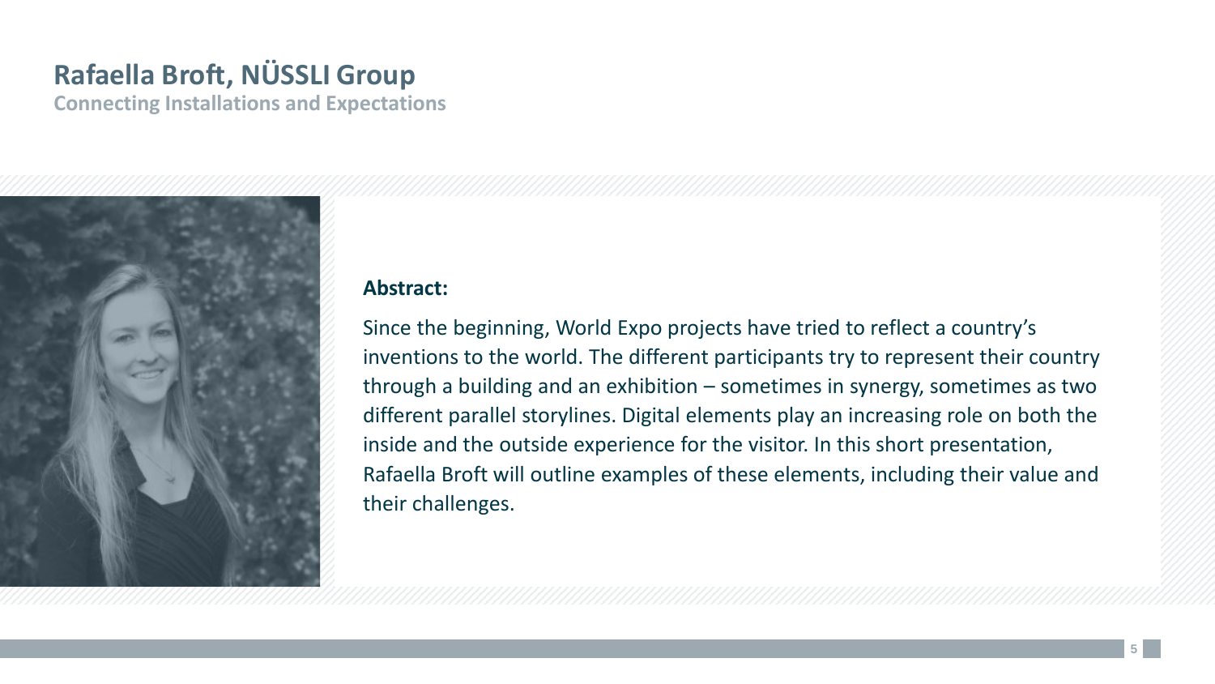# Rafaella Broft, NÜSSLI Group

## Connecting Installations and Expectations

**Abstract:**

Since the beginning, World Expo projects have tried to reflect a country's inventions to the world. The different participants try to represent their country through a building and an exhibition – sometimes in synergy, sometimes as two different parallel storylines. Digital elements play an increasing role on both the inside and the outside experience for the visitor. In this short presentation, Rafaella Broft will outline examples of these elements, including their value and their challenges.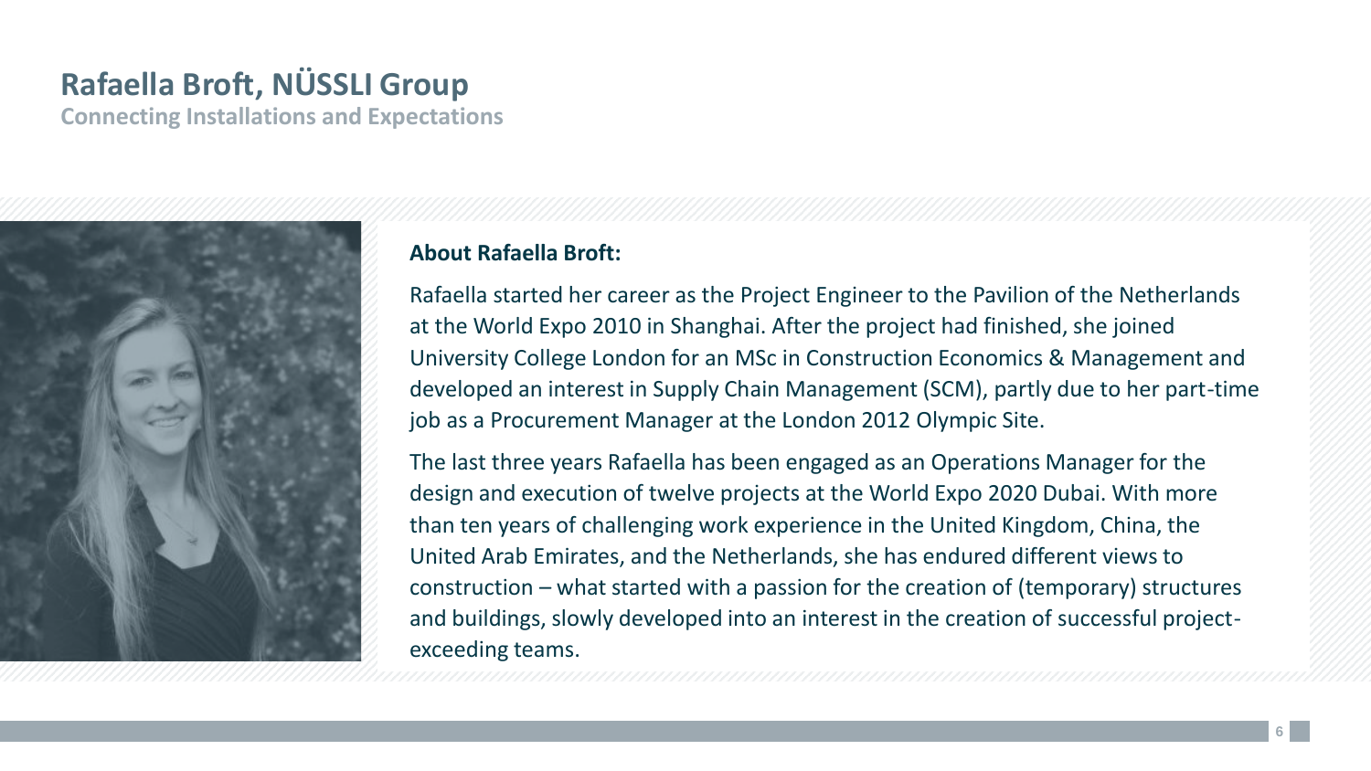# Rafaella Broft, NÜSSLI Group

**Connecting Installations and Expectations**

**About Rafaella Broft:**

Rafaella started her career as the Project Engineer to the Pavilion of the Netherlands at the World Expo 2010 in Shanghai. After the project had finished, she joined University College London for an MSc in Construction Economics & Management and developed an interest in Supply Chain Management (SCM), partly due to her part-time job as a Procurement Manager at the London 2012 Olympic Site.

The last three years Rafaella has been engaged as an Operations Manager for the design and execution of twelve projects at the World Expo 2020 Dubai. With more than ten years of challenging work experience in the United Kingdom, China, the United Arab Emirates, and the Netherlands, she has endured different views to construction – what started with a passion for the creation of (temporary) structures and buildings, slowly developed into an interest in the creation of successful project-exceeding teams.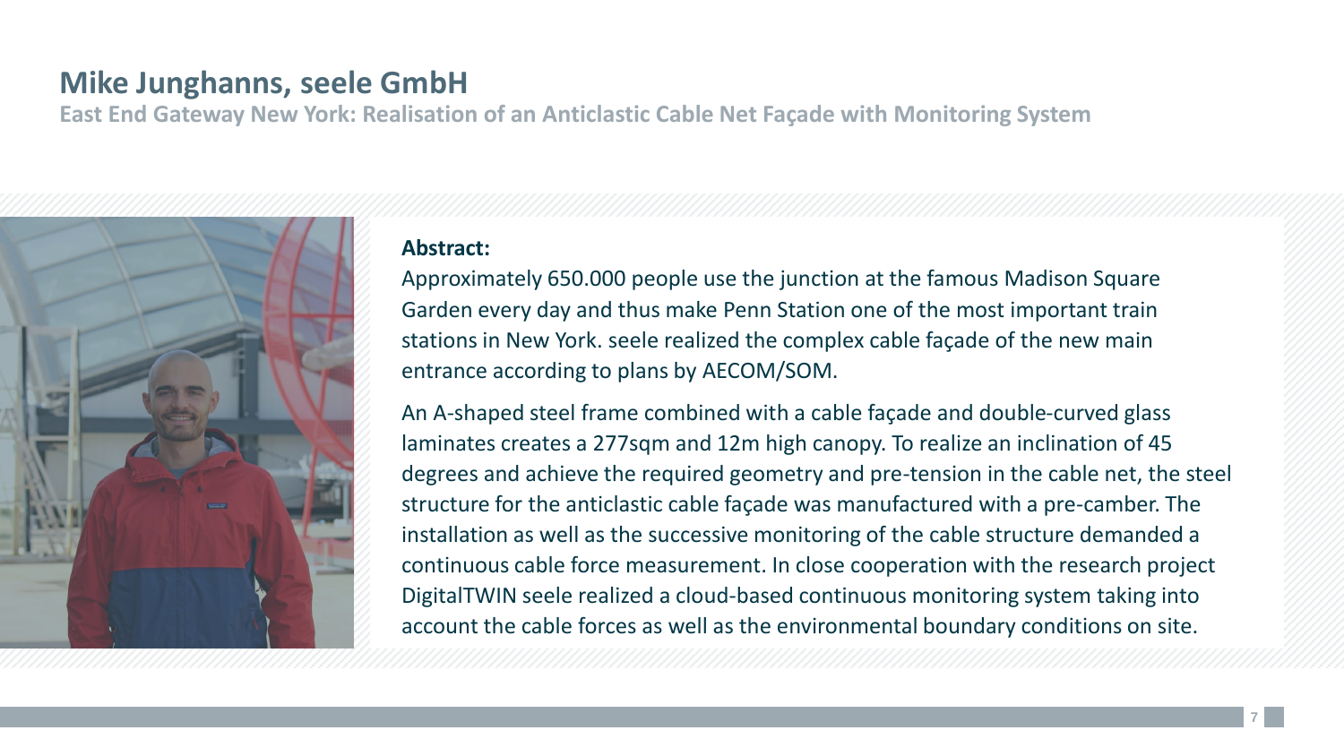# Mike Junghanns, seele GmbH

## East End Gateway New York: Realisation of an Anticlastic Cable Net Façade with Monitoring System

**Abstract:**

Approximately 650.000 people use the junction at the famous Madison Square Garden every day and thus make Penn Station one of the most important train stations in New York. seele realized the complex cable façade of the new main entrance according to plans by AECOM/SOM.

An A-shaped steel frame combined with a cable façade and double-curved glass laminates creates a 277sqm and 12m high canopy. To realize an inclination of 45 degrees and achieve the required geometry and pre-tension in the cable net, the steel structure for the anticlastic cable façade was manufactured with a pre-camber. The installation as well as the successive monitoring of the cable structure demanded a continuous cable force measurement. In close cooperation with the research project DigitalTWIN seele realized a cloud-based continuous monitoring system taking into account the cable forces as well as the environmental boundary conditions on site.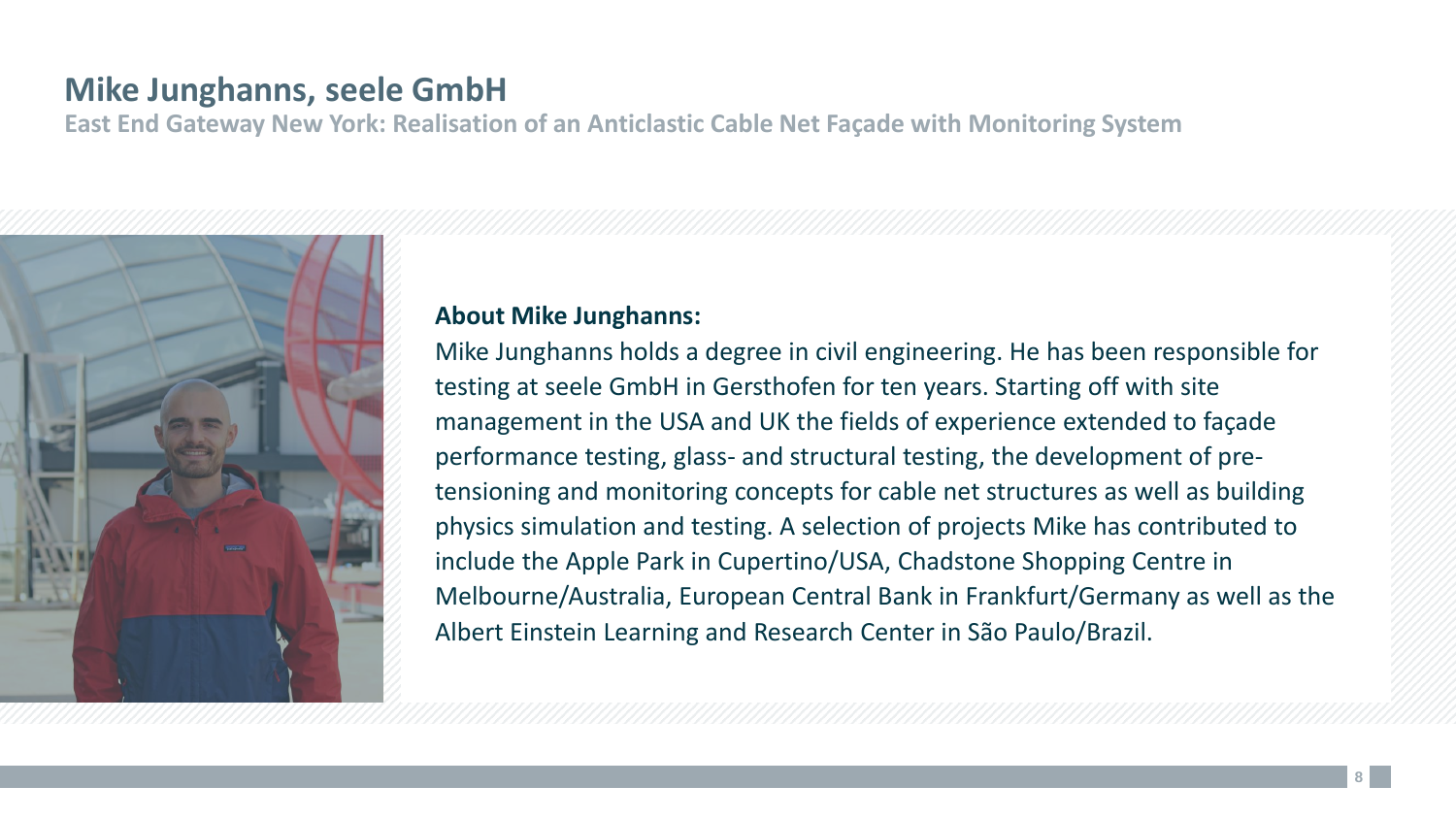# Mike Junghanns, seele GmbH

## East End Gateway New York: Realisation of an Anticlastic Cable Net Façade with Monitoring System

**About Mike Junghanns:**

Mike Junghanns holds a degree in civil engineering. He has been responsible for testing at seele GmbH in Gersthofen for ten years. Starting off with site management in the USA and UK the fields of experience extended to façade performance testing, glass- and structural testing, the development of pre-tensioning and monitoring concepts for cable net structures as well as building physics simulation and testing. A selection of projects Mike has contributed to include the Apple Park in Cupertino/USA, Chadstone Shopping Centre in Melbourne/Australia, European Central Bank in Frankfurt/Germany as well as the Albert Einstein Learning and Research Center in São Paulo/Brazil.